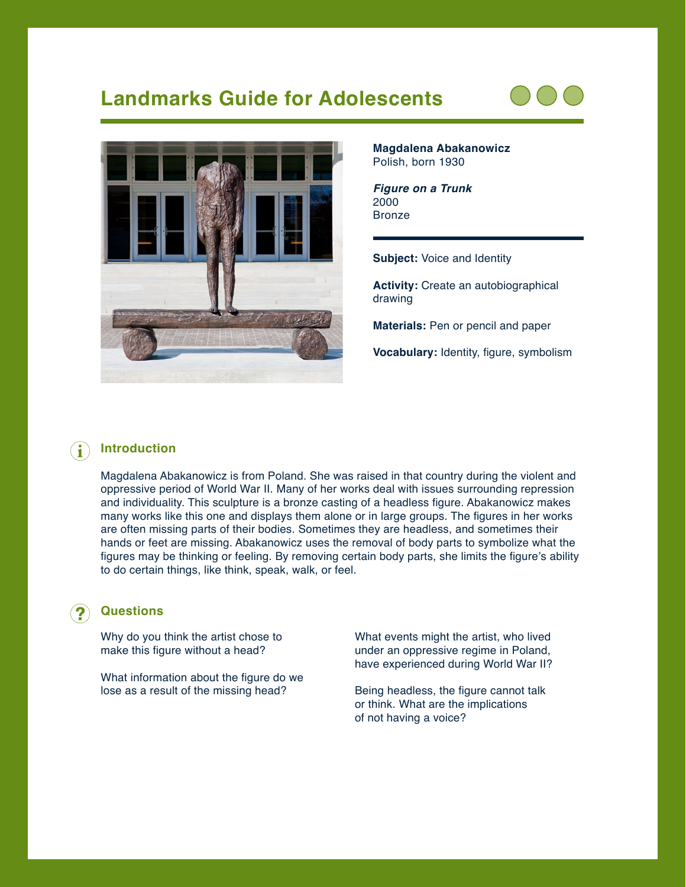# Landmarks Guide for Adolescents

**Magdalena Abakanowicz**
Polish, born 1930

***Figure on a Trunk***
2000
Bronze

**Subject:** Voice and Identity

**Activity:** Create an autobiographical drawing

**Materials:** Pen or pencil and paper

**Vocabulary:** Identity, figure, symbolism

## Introduction

Magdalena Abakanowicz is from Poland. She was raised in that country during the violent and oppressive period of World War II. Many of her works deal with issues surrounding repression and individuality. This sculpture is a bronze casting of a headless figure. Abakanowicz makes many works like this one and displays them alone or in large groups. The figures in her works are often missing parts of their bodies. Sometimes they are headless, and sometimes their hands or feet are missing. Abakanowicz uses the removal of body parts to symbolize what the figures may be thinking or feeling. By removing certain body parts, she limits the figure's ability to do certain things, like think, speak, walk, or feel.

## Questions

Why do you think the artist chose to make this figure without a head?

What information about the figure do we lose as a result of the missing head?

What events might the artist, who lived under an oppressive regime in Poland, have experienced during World War II?

Being headless, the figure cannot talk or think. What are the implications of not having a voice?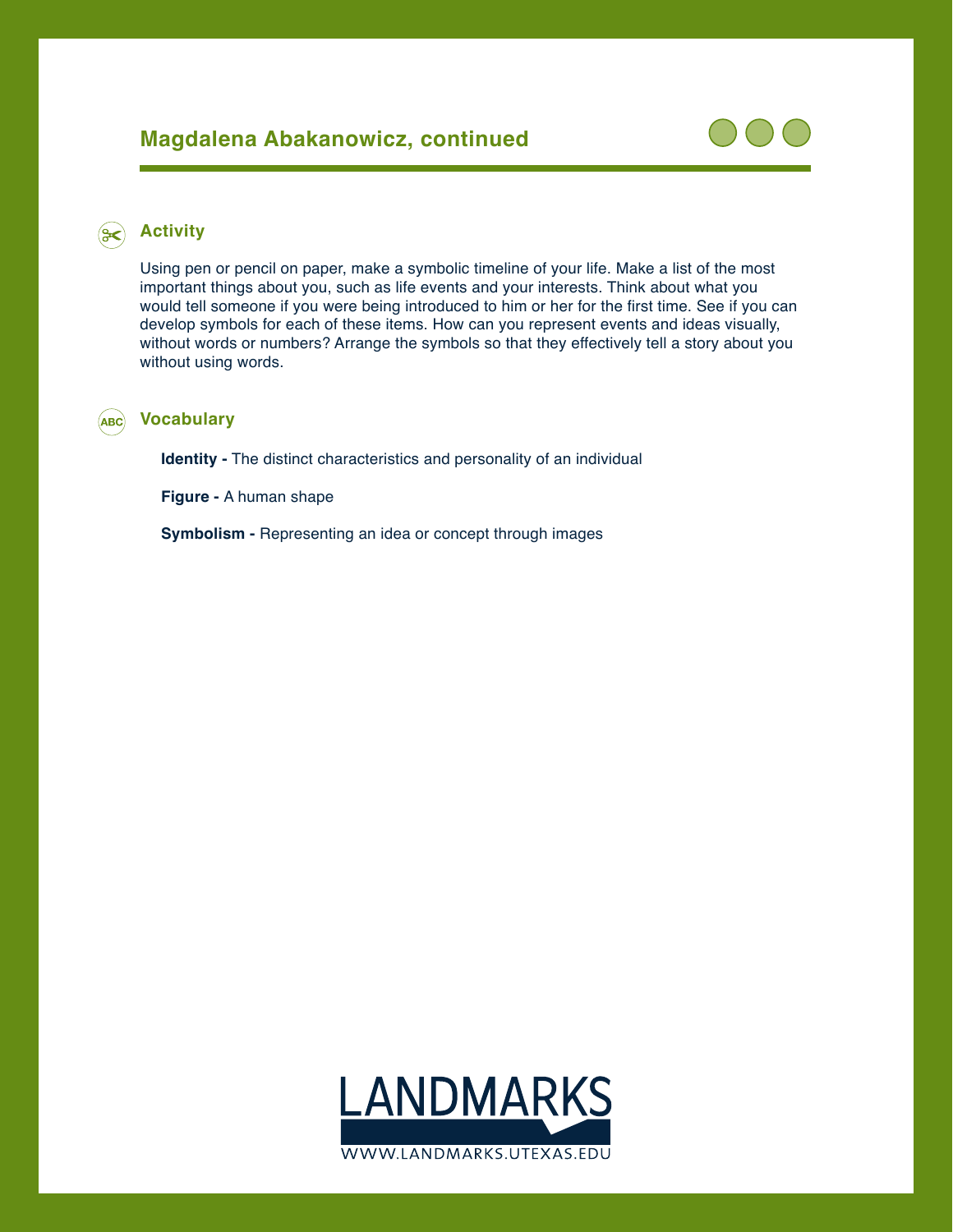## Magdalena Abakanowicz, continued

### Activity

Using pen or pencil on paper, make a symbolic timeline of your life. Make a list of the most important things about you, such as life events and your interests. Think about what you would tell someone if you were being introduced to him or her for the first time. See if you can develop symbols for each of these items. How can you represent events and ideas visually, without words or numbers? Arrange the symbols so that they effectively tell a story about you without using words.

### Vocabulary

**Identity -** The distinct characteristics and personality of an individual

**Figure -** A human shape

**Symbolism -** Representing an idea or concept through images

LANDMARKS

WWW.LANDMARKS.UTEXAS.EDU